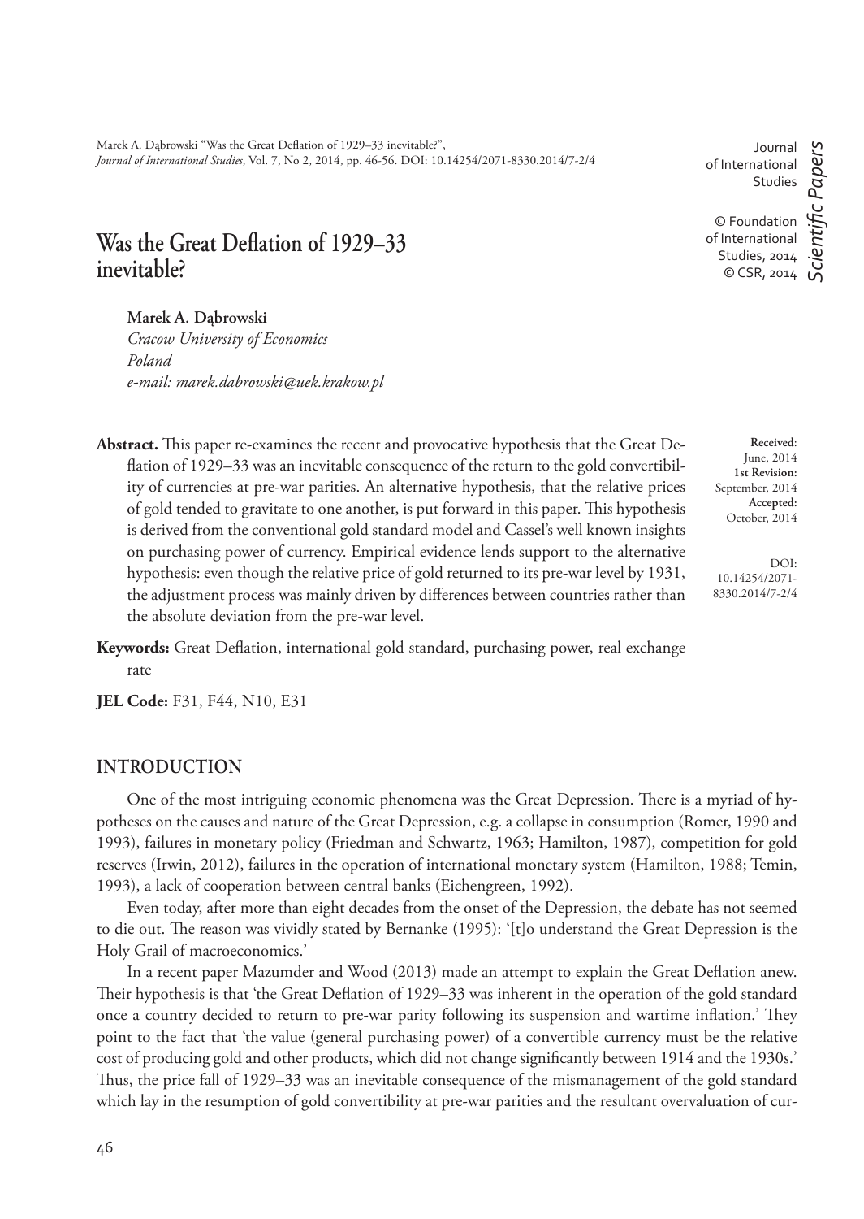Marek A. Dąbrowski "Was the Great Deflation of 1929–33 inevitable?", *Journal of International Studies*, Vol. 7, No 2, 2014, pp. 46-56. DOI: 10.14254/2071-8330.2014/7-2/4

Journal of International Studies

© Foundation of International Studies, 2014
© CSR, 2014

*Scientific Papers*

# Was the Great Deflation of 1929–33 inevitable?

**Marek A. Dąbrowski**
*Cracow University of Economics*
*Poland*
*e-mail: marek.dabrowski@uek.krakow.pl*

**Received**: June, 2014
**1st Revision:** September, 2014
**Accepted:** October, 2014

DOI: 10.14254/2071-8330.2014/7-2/4

**Abstract.** This paper re-examines the recent and provocative hypothesis that the Great Deflation of 1929–33 was an inevitable consequence of the return to the gold convertibility of currencies at pre-war parities. An alternative hypothesis, that the relative prices of gold tended to gravitate to one another, is put forward in this paper. This hypothesis is derived from the conventional gold standard model and Cassel's well known insights on purchasing power of currency. Empirical evidence lends support to the alternative hypothesis: even though the relative price of gold returned to its pre-war level by 1931, the adjustment process was mainly driven by differences between countries rather than the absolute deviation from the pre-war level.

**Keywords:** Great Deflation, international gold standard, purchasing power, real exchange rate

**JEL Code:** F31, F44, N10, E31

## INTRODUCTION

One of the most intriguing economic phenomena was the Great Depression. There is a myriad of hypotheses on the causes and nature of the Great Depression, e.g. a collapse in consumption (Romer, 1990 and 1993), failures in monetary policy (Friedman and Schwartz, 1963; Hamilton, 1987), competition for gold reserves (Irwin, 2012), failures in the operation of international monetary system (Hamilton, 1988; Temin, 1993), a lack of cooperation between central banks (Eichengreen, 1992).

Even today, after more than eight decades from the onset of the Depression, the debate has not seemed to die out. The reason was vividly stated by Bernanke (1995): '[t]o understand the Great Depression is the Holy Grail of macroeconomics.'

In a recent paper Mazumder and Wood (2013) made an attempt to explain the Great Deflation anew. Their hypothesis is that 'the Great Deflation of 1929–33 was inherent in the operation of the gold standard once a country decided to return to pre-war parity following its suspension and wartime inflation.' They point to the fact that 'the value (general purchasing power) of a convertible currency must be the relative cost of producing gold and other products, which did not change significantly between 1914 and the 1930s.' Thus, the price fall of 1929–33 was an inevitable consequence of the mismanagement of the gold standard which lay in the resumption of gold convertibility at pre-war parities and the resultant overvaluation of cur-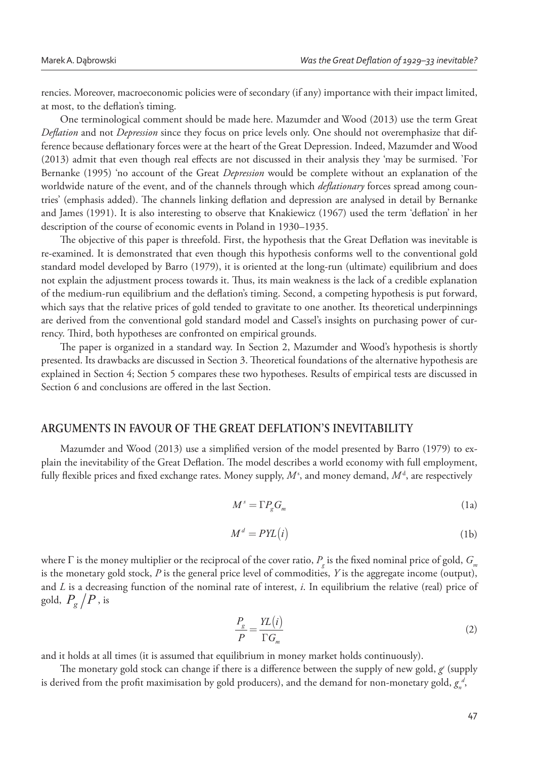rencies. Moreover, macroeconomic policies were of secondary (if any) importance with their impact limited, at most, to the deflation's timing.

One terminological comment should be made here. Mazumder and Wood (2013) use the term Great *Deflation* and not *Depression* since they focus on price levels only. One should not overemphasize that difference because deflationary forces were at the heart of the Great Depression. Indeed, Mazumder and Wood (2013) admit that even though real effects are not discussed in their analysis they 'may be surmised. 'For Bernanke (1995) 'no account of the Great *Depression* would be complete without an explanation of the worldwide nature of the event, and of the channels through which *deflationary* forces spread among countries' (emphasis added). The channels linking deflation and depression are analysed in detail by Bernanke and James (1991). It is also interesting to observe that Knakiewicz (1967) used the term 'deflation' in her description of the course of economic events in Poland in 1930–1935.

The objective of this paper is threefold. First, the hypothesis that the Great Deflation was inevitable is re-examined. It is demonstrated that even though this hypothesis conforms well to the conventional gold standard model developed by Barro (1979), it is oriented at the long-run (ultimate) equilibrium and does not explain the adjustment process towards it. Thus, its main weakness is the lack of a credible explanation of the medium-run equilibrium and the deflation's timing. Second, a competing hypothesis is put forward, which says that the relative prices of gold tended to gravitate to one another. Its theoretical underpinnings are derived from the conventional gold standard model and Cassel's insights on purchasing power of currency. Third, both hypotheses are confronted on empirical grounds.

The paper is organized in a standard way. In Section 2, Mazumder and Wood's hypothesis is shortly presented. Its drawbacks are discussed in Section 3. Theoretical foundations of the alternative hypothesis are explained in Section 4; Section 5 compares these two hypotheses. Results of empirical tests are discussed in Section 6 and conclusions are offered in the last Section.

## ARGUMENTS IN FAVOUR OF THE GREAT DEFLATION'S INEVITABILITY

Mazumder and Wood (2013) use a simplified version of the model presented by Barro (1979) to explain the inevitability of the Great Deflation. The model describes a world economy with full employment, fully flexible prices and fixed exchange rates. Money supply, $M^s$, and money demand, $M^d$, are respectively

$$M^s = \Gamma P_g G_m \tag{1a}$$

$$M^d = PYL(i) \tag{1b}$$

where $\Gamma$ is the money multiplier or the reciprocal of the cover ratio, $P_g$ is the fixed nominal price of gold, $G_m$ is the monetary gold stock, $P$ is the general price level of commodities, $Y$ is the aggregate income (output), and $L$ is a decreasing function of the nominal rate of interest, $i$. In equilibrium the relative (real) price of gold, $P_g/P$, is

$$\frac{P_g}{P} = \frac{YL(i)}{\Gamma G_m} \tag{2}$$

and it holds at all times (it is assumed that equilibrium in money market holds continuously).

The monetary gold stock can change if there is a difference between the supply of new gold, $g^s$ (supply is derived from the profit maximisation by gold producers), and the demand for non-monetary gold, $g_n^d$,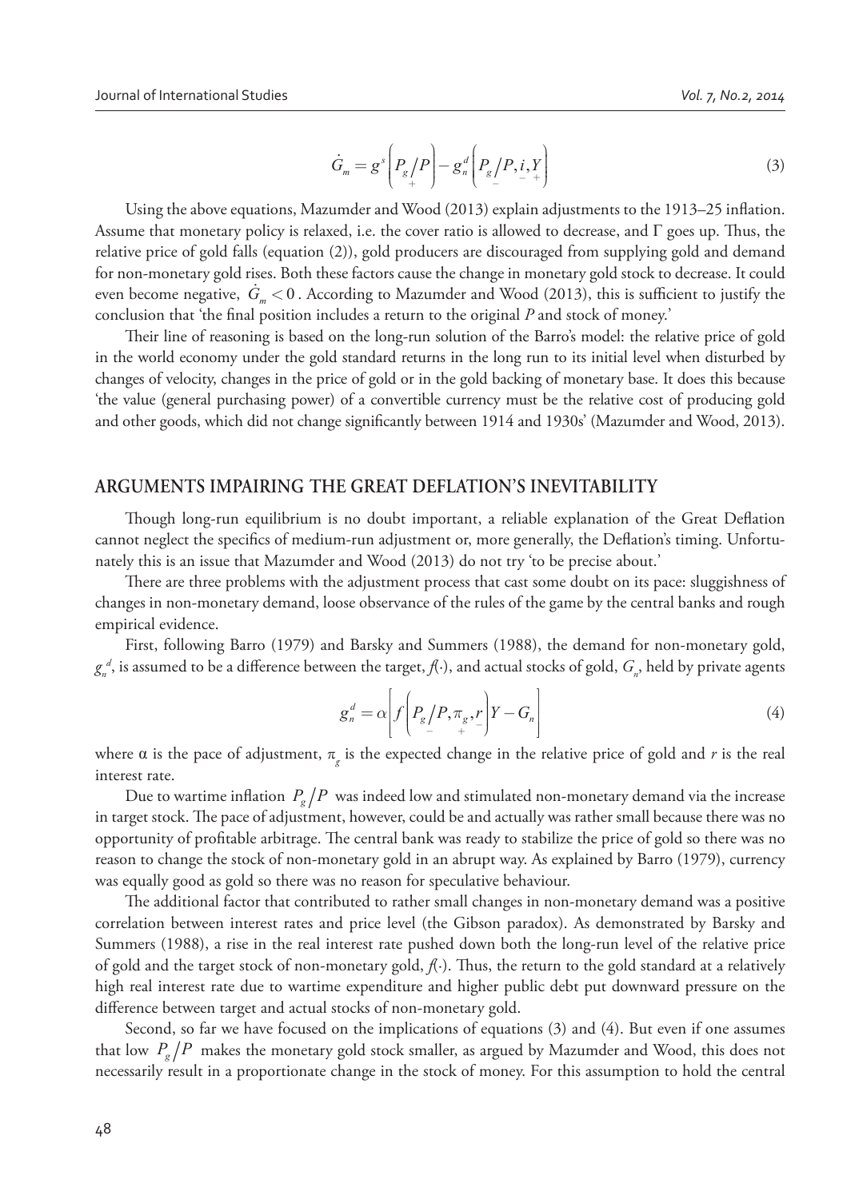$$\dot{G}_m = g^s\left(\underset{+}{P_g/P}\right) - g_n^d\left(\underset{-}{P_g/P}, \underset{-}{i}, \underset{+}{Y}\right) \tag{3}$$

Using the above equations, Mazumder and Wood (2013) explain adjustments to the 1913–25 inflation. Assume that monetary policy is relaxed, i.e. the cover ratio is allowed to decrease, and Γ goes up. Thus, the relative price of gold falls (equation (2)), gold producers are discouraged from supplying gold and demand for non-monetary gold rises. Both these factors cause the change in monetary gold stock to decrease. It could even become negative, $\dot{G}_m < 0$. According to Mazumder and Wood (2013), this is sufficient to justify the conclusion that 'the final position includes a return to the original *P* and stock of money.'

Their line of reasoning is based on the long-run solution of the Barro's model: the relative price of gold in the world economy under the gold standard returns in the long run to its initial level when disturbed by changes of velocity, changes in the price of gold or in the gold backing of monetary base. It does this because 'the value (general purchasing power) of a convertible currency must be the relative cost of producing gold and other goods, which did not change significantly between 1914 and 1930s' (Mazumder and Wood, 2013).

## ARGUMENTS IMPAIRING THE GREAT DEFLATION'S INEVITABILITY

Though long-run equilibrium is no doubt important, a reliable explanation of the Great Deflation cannot neglect the specifics of medium-run adjustment or, more generally, the Deflation's timing. Unfortunately this is an issue that Mazumder and Wood (2013) do not try 'to be precise about.'

There are three problems with the adjustment process that cast some doubt on its pace: sluggishness of changes in non-monetary demand, loose observance of the rules of the game by the central banks and rough empirical evidence.

First, following Barro (1979) and Barsky and Summers (1988), the demand for non-monetary gold, $g_n^d$, is assumed to be a difference between the target, $f(\cdot)$, and actual stocks of gold, $G_n$, held by private agents

$$g_n^d = \alpha\left[f\left(\underset{-}{P_g/P}, \underset{+}{\pi_g}, \underset{-}{r}\right)Y - G_n\right] \tag{4}$$

where α is the pace of adjustment, $\pi_g$ is the expected change in the relative price of gold and *r* is the real interest rate.

Due to wartime inflation $P_g/P$ was indeed low and stimulated non-monetary demand via the increase in target stock. The pace of adjustment, however, could be and actually was rather small because there was no opportunity of profitable arbitrage. The central bank was ready to stabilize the price of gold so there was no reason to change the stock of non-monetary gold in an abrupt way. As explained by Barro (1979), currency was equally good as gold so there was no reason for speculative behaviour.

The additional factor that contributed to rather small changes in non-monetary demand was a positive correlation between interest rates and price level (the Gibson paradox). As demonstrated by Barsky and Summers (1988), a rise in the real interest rate pushed down both the long-run level of the relative price of gold and the target stock of non-monetary gold, $f(\cdot)$. Thus, the return to the gold standard at a relatively high real interest rate due to wartime expenditure and higher public debt put downward pressure on the difference between target and actual stocks of non-monetary gold.

Second, so far we have focused on the implications of equations (3) and (4). But even if one assumes that low $P_g/P$ makes the monetary gold stock smaller, as argued by Mazumder and Wood, this does not necessarily result in a proportionate change in the stock of money. For this assumption to hold the central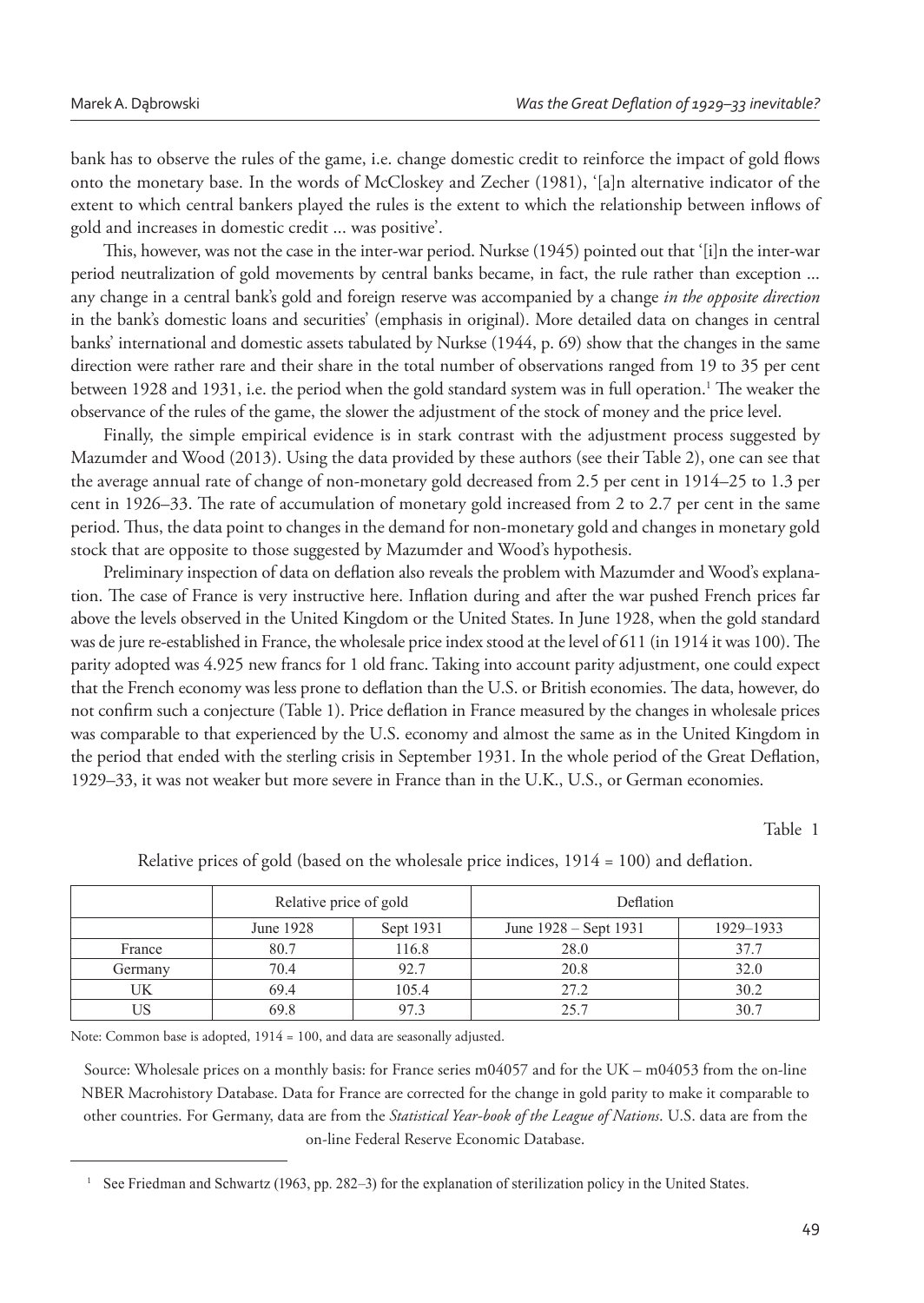bank has to observe the rules of the game, i.e. change domestic credit to reinforce the impact of gold flows onto the monetary base. In the words of McCloskey and Zecher (1981), '[a]n alternative indicator of the extent to which central bankers played the rules is the extent to which the relationship between inflows of gold and increases in domestic credit ... was positive'.

This, however, was not the case in the inter-war period. Nurkse (1945) pointed out that '[i]n the inter-war period neutralization of gold movements by central banks became, in fact, the rule rather than exception ... any change in a central bank's gold and foreign reserve was accompanied by a change *in the opposite direction* in the bank's domestic loans and securities' (emphasis in original). More detailed data on changes in central banks' international and domestic assets tabulated by Nurkse (1944, p. 69) show that the changes in the same direction were rather rare and their share in the total number of observations ranged from 19 to 35 per cent between 1928 and 1931, i.e. the period when the gold standard system was in full operation.[1] The weaker the observance of the rules of the game, the slower the adjustment of the stock of money and the price level.

Finally, the simple empirical evidence is in stark contrast with the adjustment process suggested by Mazumder and Wood (2013). Using the data provided by these authors (see their Table 2), one can see that the average annual rate of change of non-monetary gold decreased from 2.5 per cent in 1914–25 to 1.3 per cent in 1926–33. The rate of accumulation of monetary gold increased from 2 to 2.7 per cent in the same period. Thus, the data point to changes in the demand for non-monetary gold and changes in monetary gold stock that are opposite to those suggested by Mazumder and Wood's hypothesis.

Preliminary inspection of data on deflation also reveals the problem with Mazumder and Wood's explanation. The case of France is very instructive here. Inflation during and after the war pushed French prices far above the levels observed in the United Kingdom or the United States. In June 1928, when the gold standard was de jure re-established in France, the wholesale price index stood at the level of 611 (in 1914 it was 100). The parity adopted was 4.925 new francs for 1 old franc. Taking into account parity adjustment, one could expect that the French economy was less prone to deflation than the U.S. or British economies. The data, however, do not confirm such a conjecture (Table 1). Price deflation in France measured by the changes in wholesale prices was comparable to that experienced by the U.S. economy and almost the same as in the United Kingdom in the period that ended with the sterling crisis in September 1931. In the whole period of the Great Deflation, 1929–33, it was not weaker but more severe in France than in the U.K., U.S., or German economies.

Table 1

Relative prices of gold (based on the wholesale price indices, 1914 = 100) and deflation.

| | Relative price of gold | | Deflation | |
|---|---|---|---|---|
| | June 1928 | Sept 1931 | June 1928 – Sept 1931 | 1929–1933 |
| France | 80.7 | 116.8 | 28.0 | 37.7 |
| Germany | 70.4 | 92.7 | 20.8 | 32.0 |
| UK | 69.4 | 105.4 | 27.2 | 30.2 |
| US | 69.8 | 97.3 | 25.7 | 30.7 |

Note: Common base is adopted, 1914 = 100, and data are seasonally adjusted.

Source: Wholesale prices on a monthly basis: for France series m04057 and for the UK – m04053 from the on-line NBER Macrohistory Database. Data for France are corrected for the change in gold parity to make it comparable to other countries. For Germany, data are from the *Statistical Year-book of the League of Nations*. U.S. data are from the on-line Federal Reserve Economic Database.

[1] See Friedman and Schwartz (1963, pp. 282–3) for the explanation of sterilization policy in the United States.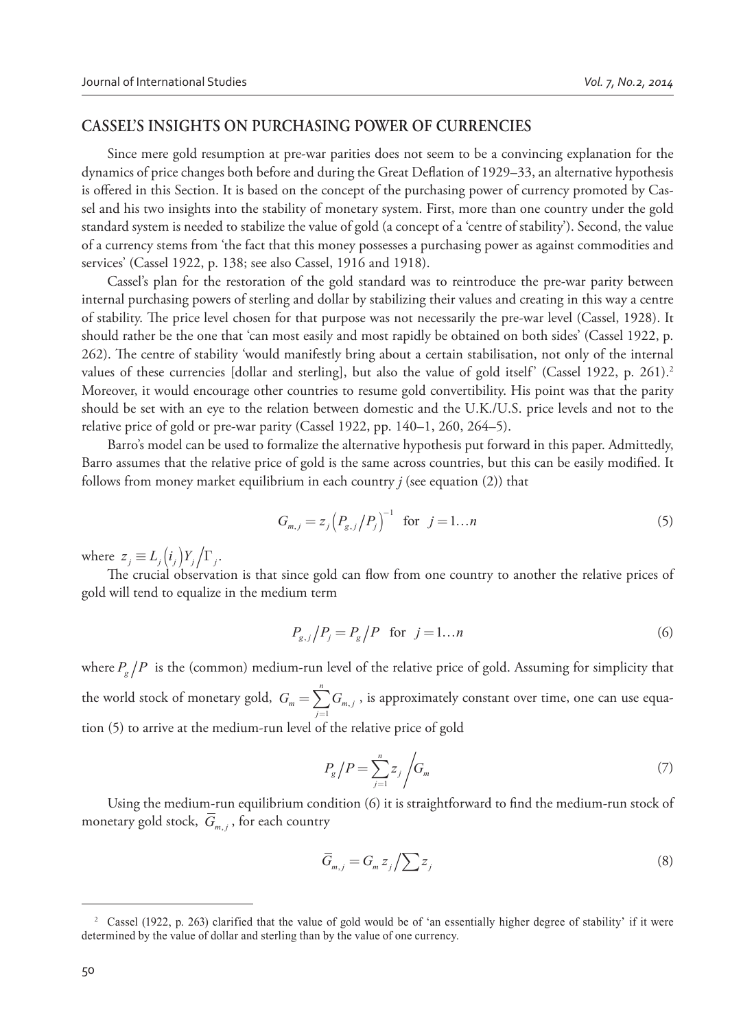## CASSEL'S INSIGHTS ON PURCHASING POWER OF CURRENCIES

Since mere gold resumption at pre-war parities does not seem to be a convincing explanation for the dynamics of price changes both before and during the Great Deflation of 1929–33, an alternative hypothesis is offered in this Section. It is based on the concept of the purchasing power of currency promoted by Cassel and his two insights into the stability of monetary system. First, more than one country under the gold standard system is needed to stabilize the value of gold (a concept of a 'centre of stability'). Second, the value of a currency stems from 'the fact that this money possesses a purchasing power as against commodities and services' (Cassel 1922, p. 138; see also Cassel, 1916 and 1918).

Cassel's plan for the restoration of the gold standard was to reintroduce the pre-war parity between internal purchasing powers of sterling and dollar by stabilizing their values and creating in this way a centre of stability. The price level chosen for that purpose was not necessarily the pre-war level (Cassel, 1928). It should rather be the one that 'can most easily and most rapidly be obtained on both sides' (Cassel 1922, p. 262). The centre of stability 'would manifestly bring about a certain stabilisation, not only of the internal values of these currencies [dollar and sterling], but also the value of gold itself' (Cassel 1922, p. 261).[2] Moreover, it would encourage other countries to resume gold convertibility. His point was that the parity should be set with an eye to the relation between domestic and the U.K./U.S. price levels and not to the relative price of gold or pre-war parity (Cassel 1922, pp. 140–1, 260, 264–5).

Barro's model can be used to formalize the alternative hypothesis put forward in this paper. Admittedly, Barro assumes that the relative price of gold is the same across countries, but this can be easily modified. It follows from money market equilibrium in each country *j* (see equation (2)) that

$$G_{m,j} = z_j \left(P_{g,j}/P_j\right)^{-1} \quad \text{for} \quad j = 1 \ldots n \tag{5}$$

where $z_j \equiv L_j\left(i_j\right)Y_j/\Gamma_j$.

The crucial observation is that since gold can flow from one country to another the relative prices of gold will tend to equalize in the medium term

$$P_{g,j}/P_j = P_g/P \quad \text{for} \quad j = 1 \ldots n \tag{6}$$

where $P_g/P$ is the (common) medium-run level of the relative price of gold. Assuming for simplicity that the world stock of monetary gold, $G_m = \sum_{j=1}^{n} G_{m,j}$, is approximately constant over time, one can use equation (5) to arrive at the medium-run level of the relative price of gold

$$P_g/P = \sum_{j=1}^{n} z_j \Big/ G_m \tag{7}$$

Using the medium-run equilibrium condition (6) it is straightforward to find the medium-run stock of monetary gold stock, $\overline{G}_{m,j}$, for each country

$$\overline{G}_{m,j} = G_m z_j \Big/ \sum z_j \tag{8}$$

[2] Cassel (1922, p. 263) clarified that the value of gold would be of 'an essentially higher degree of stability' if it were determined by the value of dollar and sterling than by the value of one currency.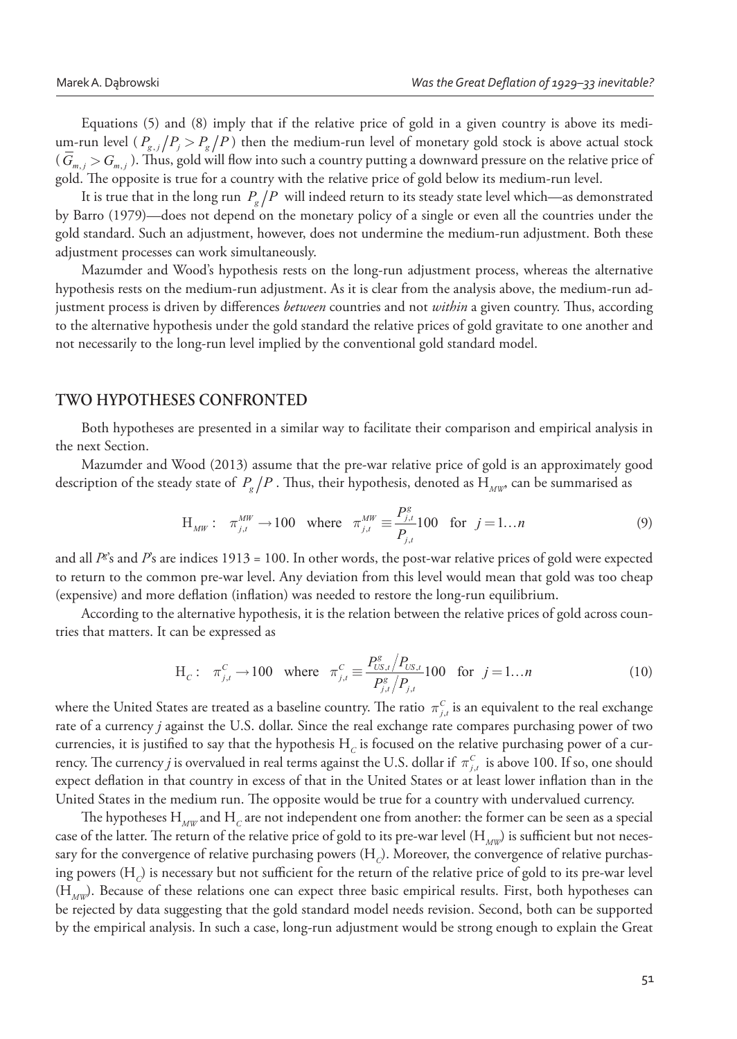Equations (5) and (8) imply that if the relative price of gold in a given country is above its medium-run level ($P_{g,j}/P_j > P_g/P$) then the medium-run level of monetary gold stock is above actual stock ($\overline{G}_{m,j} > G_{m,j}$). Thus, gold will flow into such a country putting a downward pressure on the relative price of gold. The opposite is true for a country with the relative price of gold below its medium-run level.

It is true that in the long run $P_g/P$ will indeed return to its steady state level which—as demonstrated by Barro (1979)—does not depend on the monetary policy of a single or even all the countries under the gold standard. Such an adjustment, however, does not undermine the medium-run adjustment. Both these adjustment processes can work simultaneously.

Mazumder and Wood's hypothesis rests on the long-run adjustment process, whereas the alternative hypothesis rests on the medium-run adjustment. As it is clear from the analysis above, the medium-run adjustment process is driven by differences *between* countries and not *within* a given country. Thus, according to the alternative hypothesis under the gold standard the relative prices of gold gravitate to one another and not necessarily to the long-run level implied by the conventional gold standard model.

## TWO HYPOTHESES CONFRONTED

Both hypotheses are presented in a similar way to facilitate their comparison and empirical analysis in the next Section.

Mazumder and Wood (2013) assume that the pre-war relative price of gold is an approximately good description of the steady state of $P_g/P$. Thus, their hypothesis, denoted as $\mathrm{H}_{MW}$, can be summarised as

$$\mathrm{H}_{MW}: \quad \pi_{j,t}^{MW} \to 100 \quad \text{where} \quad \pi_{j,t}^{MW} \equiv \frac{P_{j,t}^{g}}{P_{j,t}} 100 \quad \text{for} \quad j = 1 \ldots n \tag{9}$$

and all $P^g$'s and $P$'s are indices 1913 = 100. In other words, the post-war relative prices of gold were expected to return to the common pre-war level. Any deviation from this level would mean that gold was too cheap (expensive) and more deflation (inflation) was needed to restore the long-run equilibrium.

According to the alternative hypothesis, it is the relation between the relative prices of gold across countries that matters. It can be expressed as

$$\mathrm{H}_{C}: \quad \pi_{j,t}^{C} \to 100 \quad \text{where} \quad \pi_{j,t}^{C} \equiv \frac{P_{US,t}^{g}/P_{US,t}}{P_{j,t}^{g}/P_{j,t}} 100 \quad \text{for} \quad j = 1 \ldots n \tag{10}$$

where the United States are treated as a baseline country. The ratio $\pi_{j,t}^{C}$ is an equivalent to the real exchange rate of a currency $j$ against the U.S. dollar. Since the real exchange rate compares purchasing power of two currencies, it is justified to say that the hypothesis $\mathrm{H}_C$ is focused on the relative purchasing power of a currency. The currency $j$ is overvalued in real terms against the U.S. dollar if $\pi_{j,t}^{C}$ is above 100. If so, one should expect deflation in that country in excess of that in the United States or at least lower inflation than in the United States in the medium run. The opposite would be true for a country with undervalued currency.

The hypotheses $\mathrm{H}_{MW}$ and $\mathrm{H}_C$ are not independent one from another: the former can be seen as a special case of the latter. The return of the relative price of gold to its pre-war level ($\mathrm{H}_{MW}$) is sufficient but not necessary for the convergence of relative purchasing powers ($\mathrm{H}_C$). Moreover, the convergence of relative purchasing powers ($\mathrm{H}_C$) is necessary but not sufficient for the return of the relative price of gold to its pre-war level ($\mathrm{H}_{MW}$). Because of these relations one can expect three basic empirical results. First, both hypotheses can be rejected by data suggesting that the gold standard model needs revision. Second, both can be supported by the empirical analysis. In such a case, long-run adjustment would be strong enough to explain the Great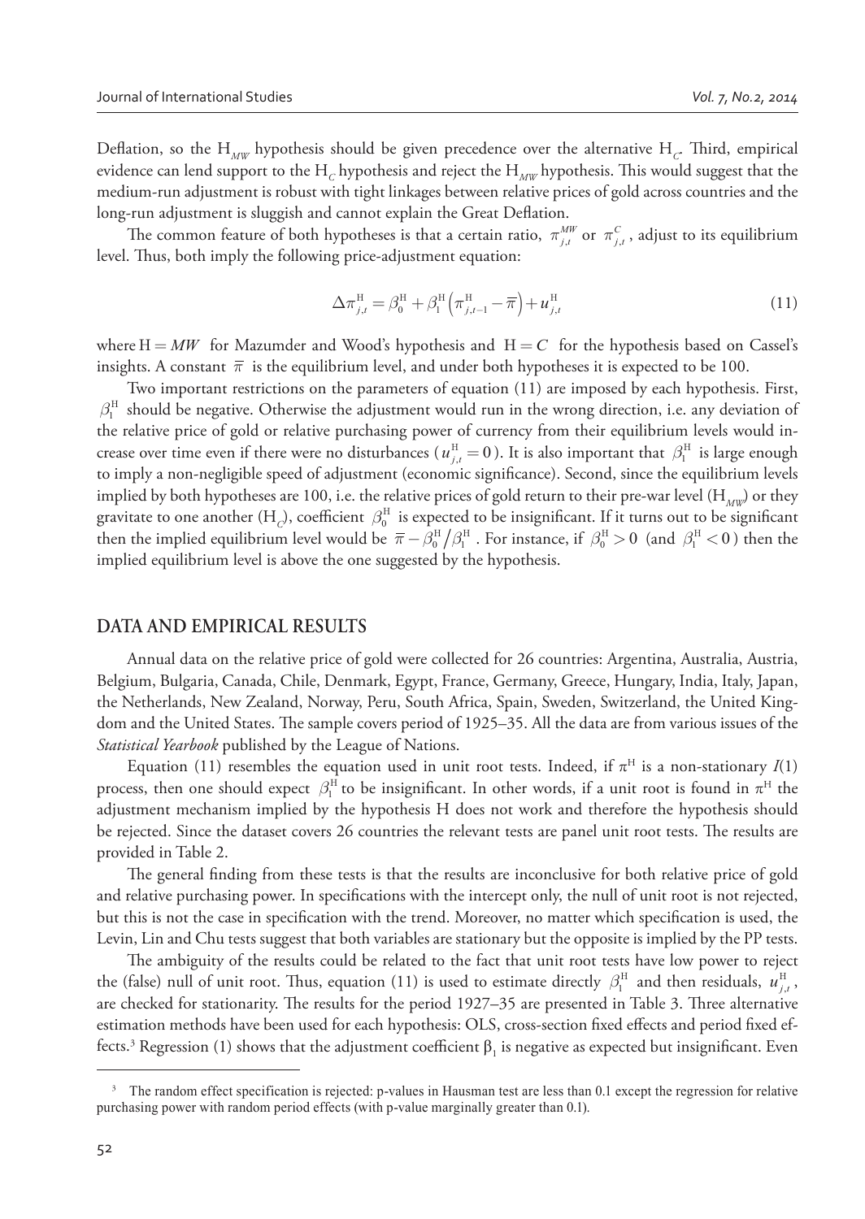Deflation, so the $H_{MW}$ hypothesis should be given precedence over the alternative $H_C$. Third, empirical evidence can lend support to the $H_C$ hypothesis and reject the $H_{MW}$ hypothesis. This would suggest that the medium-run adjustment is robust with tight linkages between relative prices of gold across countries and the long-run adjustment is sluggish and cannot explain the Great Deflation.

The common feature of both hypotheses is that a certain ratio, $\pi_{j,t}^{MW}$ or $\pi_{j,t}^{C}$, adjust to its equilibrium level. Thus, both imply the following price-adjustment equation:

$$\Delta\pi_{j,t}^{\mathrm{H}} = \beta_0^{\mathrm{H}} + \beta_1^{\mathrm{H}}\left(\pi_{j,t-1}^{\mathrm{H}} - \overline{\pi}\right) + u_{j,t}^{\mathrm{H}} \tag{11}$$

where $\mathrm{H} = MW$ for Mazumder and Wood's hypothesis and $\mathrm{H} = C$ for the hypothesis based on Cassel's insights. A constant $\overline{\pi}$ is the equilibrium level, and under both hypotheses it is expected to be 100.

Two important restrictions on the parameters of equation (11) are imposed by each hypothesis. First, $\beta_1^{\mathrm{H}}$ should be negative. Otherwise the adjustment would run in the wrong direction, i.e. any deviation of the relative price of gold or relative purchasing power of currency from their equilibrium levels would increase over time even if there were no disturbances ($u_{j,t}^{\mathrm{H}} = 0$). It is also important that $\beta_1^{\mathrm{H}}$ is large enough to imply a non-negligible speed of adjustment (economic significance). Second, since the equilibrium levels implied by both hypotheses are 100, i.e. the relative prices of gold return to their pre-war level ($H_{MW}$) or they gravitate to one another ($H_C$), coefficient $\beta_0^{\mathrm{H}}$ is expected to be insignificant. If it turns out to be significant then the implied equilibrium level would be $\overline{\pi} - \beta_0^{\mathrm{H}}/\beta_1^{\mathrm{H}}$. For instance, if $\beta_0^{\mathrm{H}} > 0$ (and $\beta_1^{\mathrm{H}} < 0$) then the implied equilibrium level is above the one suggested by the hypothesis.

## DATA AND EMPIRICAL RESULTS

Annual data on the relative price of gold were collected for 26 countries: Argentina, Australia, Austria, Belgium, Bulgaria, Canada, Chile, Denmark, Egypt, France, Germany, Greece, Hungary, India, Italy, Japan, the Netherlands, New Zealand, Norway, Peru, South Africa, Spain, Sweden, Switzerland, the United Kingdom and the United States. The sample covers period of 1925–35. All the data are from various issues of the *Statistical Yearbook* published by the League of Nations.

Equation (11) resembles the equation used in unit root tests. Indeed, if $\pi^{\mathrm{H}}$ is a non-stationary $I(1)$ process, then one should expect $\beta_1^{\mathrm{H}}$ to be insignificant. In other words, if a unit root is found in $\pi^{\mathrm{H}}$ the adjustment mechanism implied by the hypothesis H does not work and therefore the hypothesis should be rejected. Since the dataset covers 26 countries the relevant tests are panel unit root tests. The results are provided in Table 2.

The general finding from these tests is that the results are inconclusive for both relative price of gold and relative purchasing power. In specifications with the intercept only, the null of unit root is not rejected, but this is not the case in specification with the trend. Moreover, no matter which specification is used, the Levin, Lin and Chu tests suggest that both variables are stationary but the opposite is implied by the PP tests.

The ambiguity of the results could be related to the fact that unit root tests have low power to reject the (false) null of unit root. Thus, equation (11) is used to estimate directly $\beta_1^{\mathrm{H}}$ and then residuals, $u_{j,t}^{\mathrm{H}}$, are checked for stationarity. The results for the period 1927–35 are presented in Table 3. Three alternative estimation methods have been used for each hypothesis: OLS, cross-section fixed effects and period fixed effects.[3] Regression (1) shows that the adjustment coefficient $\beta_1$ is negative as expected but insignificant. Even

[3] The random effect specification is rejected: p-values in Hausman test are less than 0.1 except the regression for relative purchasing power with random period effects (with p-value marginally greater than 0.1).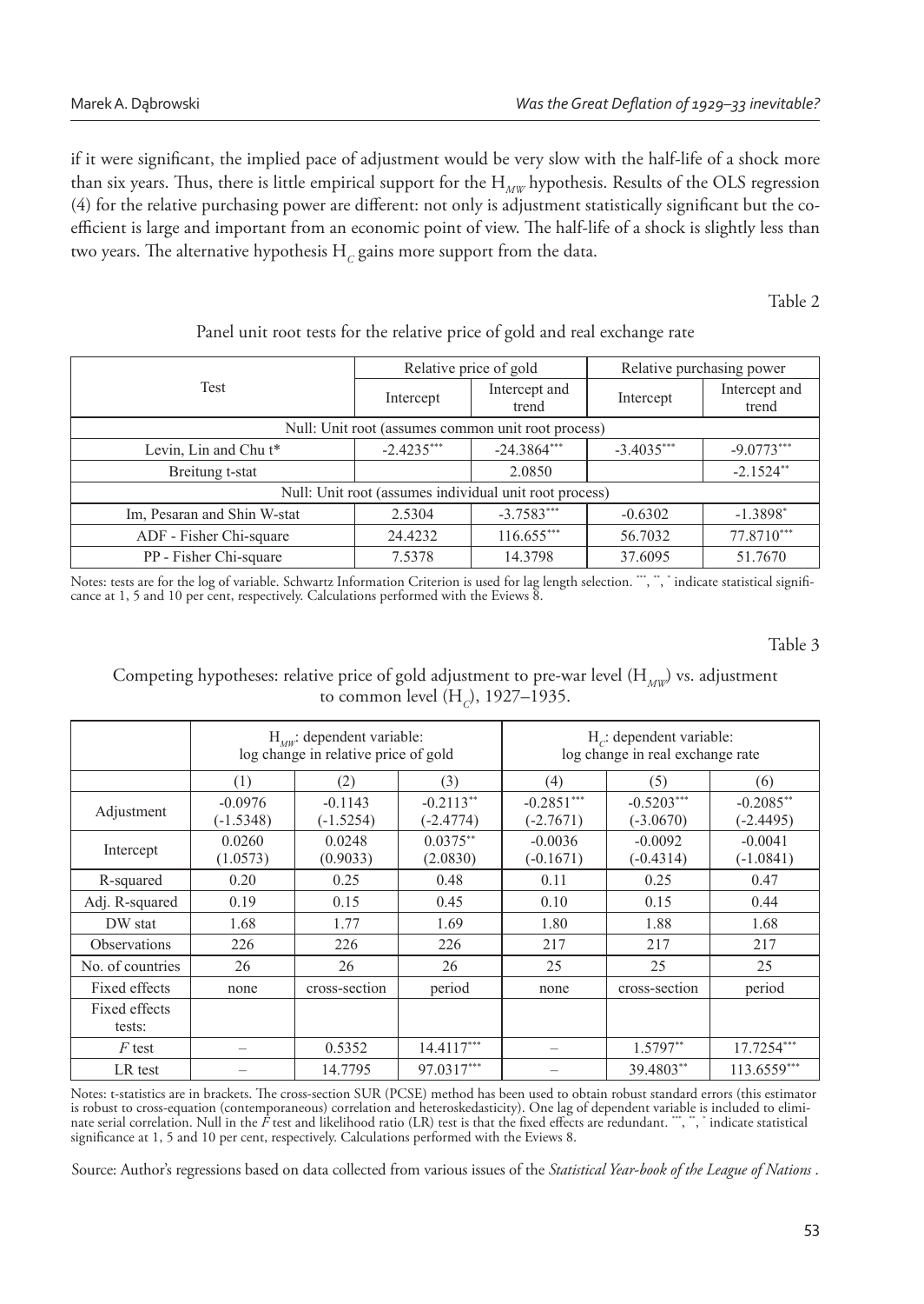if it were significant, the implied pace of adjustment would be very slow with the half-life of a shock more than six years. Thus, there is little empirical support for the $H_{MW}$ hypothesis. Results of the OLS regression (4) for the relative purchasing power are different: not only is adjustment statistically significant but the coefficient is large and important from an economic point of view. The half-life of a shock is slightly less than two years. The alternative hypothesis $H_C$ gains more support from the data.

Table 2

Panel unit root tests for the relative price of gold and real exchange rate

| Test | Relative price of gold | | Relative purchasing power | |
|---|---|---|---|---|
| | Intercept | Intercept and trend | Intercept | Intercept and trend |
| Null: Unit root (assumes common unit root process) | | | | |
| Levin, Lin and Chu t* | -2.4235*** | -24.3864*** | -3.4035*** | -9.0773*** |
| Breitung t-stat | | 2.0850 | | -2.1524** |
| Null: Unit root (assumes individual unit root process) | | | | |
| Im, Pesaran and Shin W-stat | 2.5304 | -3.7583*** | -0.6302 | -1.3898* |
| ADF - Fisher Chi-square | 24.4232 | 116.655*** | 56.7032 | 77.8710*** |
| PP - Fisher Chi-square | 7.5378 | 14.3798 | 37.6095 | 51.7670 |

Notes: tests are for the log of variable. Schwartz Information Criterion is used for lag length selection. ***, **, * indicate statistical significance at 1, 5 and 10 per cent, respectively. Calculations performed with the Eviews 8.

Table 3

Competing hypotheses: relative price of gold adjustment to pre-war level ($H_{MW}$) vs. adjustment to common level ($H_C$), 1927–1935.

| | $H_{MW}$: dependent variable: log change in relative price of gold | | | $H_C$: dependent variable: log change in real exchange rate | | |
|---|---|---|---|---|---|---|
| | (1) | (2) | (3) | (4) | (5) | (6) |
| Adjustment | -0.0976 (-1.5348) | -0.1143 (-1.5254) | -0.2113** (-2.4774) | -0.2851*** (-2.7671) | -0.5203*** (-3.0670) | -0.2085** (-2.4495) |
| Intercept | 0.0260 (1.0573) | 0.0248 (0.9033) | 0.0375** (2.0830) | -0.0036 (-0.1671) | -0.0092 (-0.4314) | -0.0041 (-1.0841) |
| R-squared | 0.20 | 0.25 | 0.48 | 0.11 | 0.25 | 0.47 |
| Adj. R-squared | 0.19 | 0.15 | 0.45 | 0.10 | 0.15 | 0.44 |
| DW stat | 1.68 | 1.77 | 1.69 | 1.80 | 1.88 | 1.68 |
| Observations | 226 | 226 | 226 | 217 | 217 | 217 |
| No. of countries | 26 | 26 | 26 | 25 | 25 | 25 |
| Fixed effects | none | cross-section | period | none | cross-section | period |
| Fixed effects tests: | | | | | | |
| *F* test | – | 0.5352 | 14.4117*** | – | 1.5797** | 17.7254*** |
| LR test | – | 14.7795 | 97.0317*** | – | 39.4803** | 113.6559*** |

Notes: t-statistics are in brackets. The cross-section SUR (PCSE) method has been used to obtain robust standard errors (this estimator is robust to cross-equation (contemporaneous) correlation and heteroskedasticity). One lag of dependent variable is included to eliminate serial correlation. Null in the *F* test and likelihood ratio (LR) test is that the fixed effects are redundant. ***, **, * indicate statistical significance at 1, 5 and 10 per cent, respectively. Calculations performed with the Eviews 8.

Source: Author's regressions based on data collected from various issues of the *Statistical Year-book of the League of Nations* .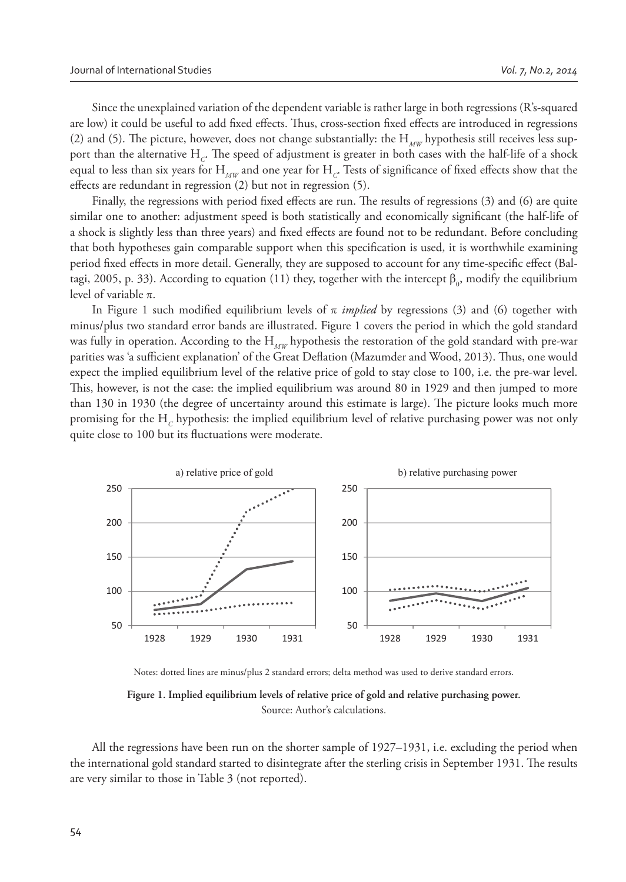Since the unexplained variation of the dependent variable is rather large in both regressions (R's-squared are low) it could be useful to add fixed effects. Thus, cross-section fixed effects are introduced in regressions (2) and (5). The picture, however, does not change substantially: the $H_{MW}$ hypothesis still receives less support than the alternative $H_C$. The speed of adjustment is greater in both cases with the half-life of a shock equal to less than six years for $H_{MW}$ and one year for $H_C$. Tests of significance of fixed effects show that the effects are redundant in regression (2) but not in regression (5).

Finally, the regressions with period fixed effects are run. The results of regressions (3) and (6) are quite similar one to another: adjustment speed is both statistically and economically significant (the half-life of a shock is slightly less than three years) and fixed effects are found not to be redundant. Before concluding that both hypotheses gain comparable support when this specification is used, it is worthwhile examining period fixed effects in more detail. Generally, they are supposed to account for any time-specific effect (Baltagi, 2005, p. 33). According to equation (11) they, together with the intercept $\beta_0$, modify the equilibrium level of variable $\pi$.

In Figure 1 such modified equilibrium levels of $\pi$ *implied* by regressions (3) and (6) together with minus/plus two standard error bands are illustrated. Figure 1 covers the period in which the gold standard was fully in operation. According to the $H_{MW}$ hypothesis the restoration of the gold standard with pre-war parities was 'a sufficient explanation' of the Great Deflation (Mazumder and Wood, 2013). Thus, one would expect the implied equilibrium level of the relative price of gold to stay close to 100, i.e. the pre-war level. This, however, is not the case: the implied equilibrium was around 80 in 1929 and then jumped to more than 130 in 1930 (the degree of uncertainty around this estimate is large). The picture looks much more promising for the $H_C$ hypothesis: the implied equilibrium level of relative purchasing power was not only quite close to 100 but its fluctuations were moderate.

Notes: dotted lines are minus/plus 2 standard errors; delta method was used to derive standard errors.

**Figure 1. Implied equilibrium levels of relative price of gold and relative purchasing power.**
Source: Author's calculations.

All the regressions have been run on the shorter sample of 1927–1931, i.e. excluding the period when the international gold standard started to disintegrate after the sterling crisis in September 1931. The results are very similar to those in Table 3 (not reported).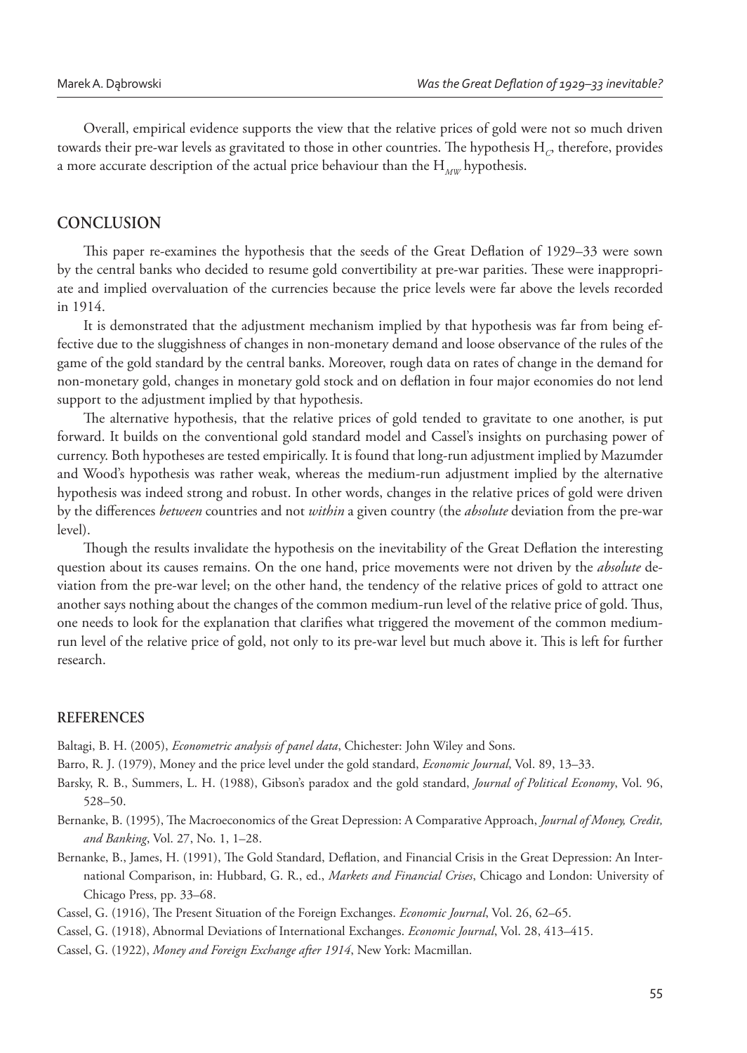Overall, empirical evidence supports the view that the relative prices of gold were not so much driven towards their pre-war levels as gravitated to those in other countries. The hypothesis $H_C$, therefore, provides a more accurate description of the actual price behaviour than the $H_{MW}$ hypothesis.

## CONCLUSION

This paper re-examines the hypothesis that the seeds of the Great Deflation of 1929–33 were sown by the central banks who decided to resume gold convertibility at pre-war parities. These were inappropriate and implied overvaluation of the currencies because the price levels were far above the levels recorded in 1914.

It is demonstrated that the adjustment mechanism implied by that hypothesis was far from being effective due to the sluggishness of changes in non-monetary demand and loose observance of the rules of the game of the gold standard by the central banks. Moreover, rough data on rates of change in the demand for non-monetary gold, changes in monetary gold stock and on deflation in four major economies do not lend support to the adjustment implied by that hypothesis.

The alternative hypothesis, that the relative prices of gold tended to gravitate to one another, is put forward. It builds on the conventional gold standard model and Cassel's insights on purchasing power of currency. Both hypotheses are tested empirically. It is found that long-run adjustment implied by Mazumder and Wood's hypothesis was rather weak, whereas the medium-run adjustment implied by the alternative hypothesis was indeed strong and robust. In other words, changes in the relative prices of gold were driven by the differences *between* countries and not *within* a given country (the *absolute* deviation from the pre-war level).

Though the results invalidate the hypothesis on the inevitability of the Great Deflation the interesting question about its causes remains. On the one hand, price movements were not driven by the *absolute* deviation from the pre-war level; on the other hand, the tendency of the relative prices of gold to attract one another says nothing about the changes of the common medium-run level of the relative price of gold. Thus, one needs to look for the explanation that clarifies what triggered the movement of the common medium-run level of the relative price of gold, not only to its pre-war level but much above it. This is left for further research.

## REFERENCES

Baltagi, B. H. (2005), *Econometric analysis of panel data*, Chichester: John Wiley and Sons.

Barro, R. J. (1979), Money and the price level under the gold standard, *Economic Journal*, Vol. 89, 13–33.

Barsky, R. B., Summers, L. H. (1988), Gibson's paradox and the gold standard, *Journal of Political Economy*, Vol. 96, 528–50.

Bernanke, B. (1995), The Macroeconomics of the Great Depression: A Comparative Approach, *Journal of Money, Credit, and Banking*, Vol. 27, No. 1, 1–28.

Bernanke, B., James, H. (1991), The Gold Standard, Deflation, and Financial Crisis in the Great Depression: An International Comparison, in: Hubbard, G. R., ed., *Markets and Financial Crises*, Chicago and London: University of Chicago Press, pp. 33–68.

Cassel, G. (1916), The Present Situation of the Foreign Exchanges. *Economic Journal*, Vol. 26, 62–65.

Cassel, G. (1918), Abnormal Deviations of International Exchanges. *Economic Journal*, Vol. 28, 413–415.

Cassel, G. (1922), *Money and Foreign Exchange after 1914*, New York: Macmillan.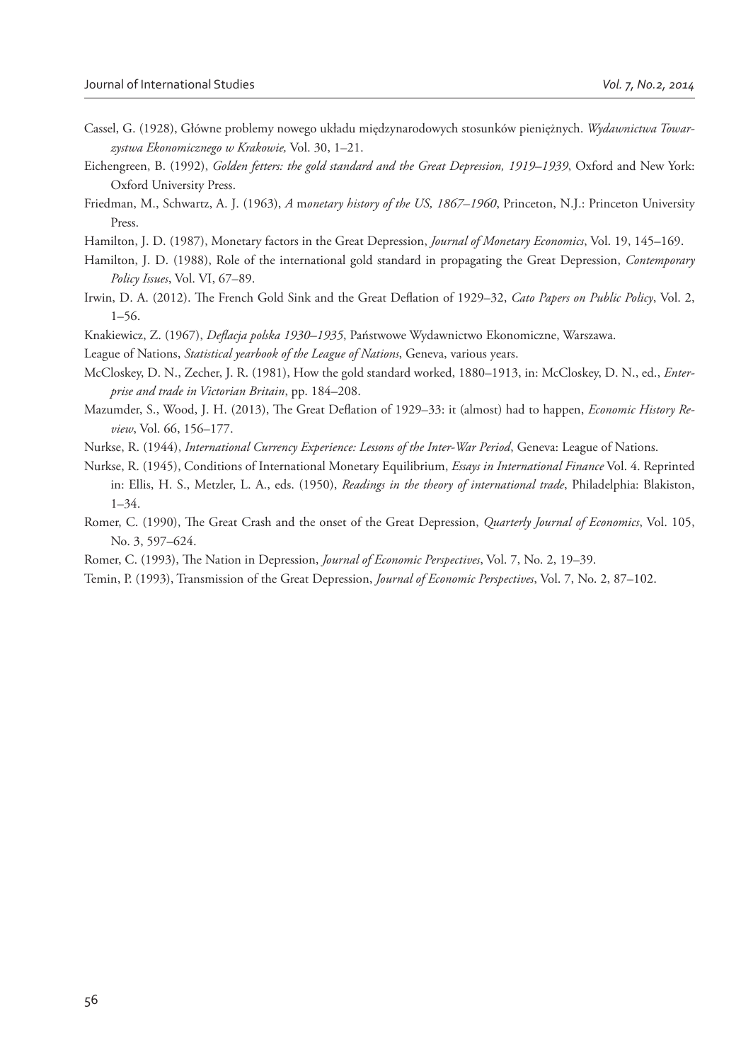Cassel, G. (1928), Główne problemy nowego układu międzynarodowych stosunków pieniężnych. *Wydawnictwa Towarzystwa Ekonomicznego w Krakowie,* Vol. 30, 1–21.

Eichengreen, B. (1992), *Golden fetters: the gold standard and the Great Depression, 1919–1939*, Oxford and New York: Oxford University Press.

Friedman, M., Schwartz, A. J. (1963), *A monetary history of the US, 1867–1960*, Princeton, N.J.: Princeton University Press.

Hamilton, J. D. (1987), Monetary factors in the Great Depression, *Journal of Monetary Economics*, Vol. 19, 145–169.

Hamilton, J. D. (1988), Role of the international gold standard in propagating the Great Depression, *Contemporary Policy Issues*, Vol. VI, 67–89.

Irwin, D. A. (2012). The French Gold Sink and the Great Deflation of 1929–32, *Cato Papers on Public Policy*, Vol. 2, 1–56.

Knakiewicz, Z. (1967), *Deflacja polska 1930–1935*, Państwowe Wydawnictwo Ekonomiczne, Warszawa.

League of Nations, *Statistical yearbook of the League of Nations*, Geneva, various years.

McCloskey, D. N., Zecher, J. R. (1981), How the gold standard worked, 1880–1913, in: McCloskey, D. N., ed., *Enterprise and trade in Victorian Britain*, pp. 184–208.

Mazumder, S., Wood, J. H. (2013), The Great Deflation of 1929–33: it (almost) had to happen, *Economic History Review*, Vol. 66, 156–177.

Nurkse, R. (1944), *International Currency Experience: Lessons of the Inter-War Period*, Geneva: League of Nations.

Nurkse, R. (1945), Conditions of International Monetary Equilibrium, *Essays in International Finance* Vol. 4. Reprinted in: Ellis, H. S., Metzler, L. A., eds. (1950), *Readings in the theory of international trade*, Philadelphia: Blakiston, 1–34.

Romer, C. (1990), The Great Crash and the onset of the Great Depression, *Quarterly Journal of Economics*, Vol. 105, No. 3, 597–624.

Romer, C. (1993), The Nation in Depression, *Journal of Economic Perspectives*, Vol. 7, No. 2, 19–39.

Temin, P. (1993), Transmission of the Great Depression, *Journal of Economic Perspectives*, Vol. 7, No. 2, 87–102.